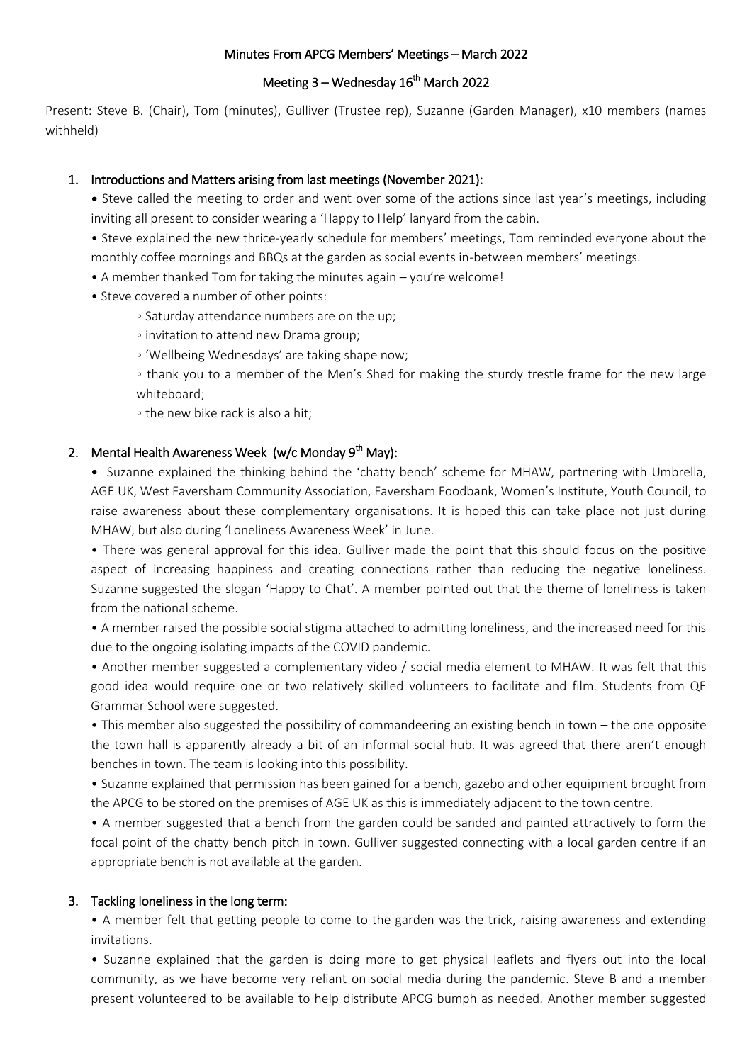# Minutes From APCG Members' Meetings – March 2022

## Meeting 3 – Wednesday 16th March 2022

Present: Steve B. (Chair), Tom (minutes), Gulliver (Trustee rep), Suzanne (Garden Manager), x10 members (names withheld)

### 1. Introductions and Matters arising from last meetings (November 2021):

- Steve called the meeting to order and went over some of the actions since last year's meetings, including inviting all present to consider wearing a 'Happy to Help' lanyard from the cabin.
- Steve explained the new thrice-yearly schedule for members' meetings, Tom reminded everyone about the monthly coffee mornings and BBQs at the garden as social events in-between members' meetings.
- A member thanked Tom for taking the minutes again – you're welcome!
- Steve covered a number of other points:
  - Saturday attendance numbers are on the up;
  - invitation to attend new Drama group;
  - 'Wellbeing Wednesdays' are taking shape now;
  - thank you to a member of the Men's Shed for making the sturdy trestle frame for the new large whiteboard;
  - the new bike rack is also a hit;

### 2. Mental Health Awareness Week (w/c Monday 9th May):

- Suzanne explained the thinking behind the 'chatty bench' scheme for MHAW, partnering with Umbrella, AGE UK, West Faversham Community Association, Faversham Foodbank, Women's Institute, Youth Council, to raise awareness about these complementary organisations. It is hoped this can take place not just during MHAW, but also during 'Loneliness Awareness Week' in June.
- There was general approval for this idea. Gulliver made the point that this should focus on the positive aspect of increasing happiness and creating connections rather than reducing the negative loneliness. Suzanne suggested the slogan 'Happy to Chat'. A member pointed out that the theme of loneliness is taken from the national scheme.
- A member raised the possible social stigma attached to admitting loneliness, and the increased need for this due to the ongoing isolating impacts of the COVID pandemic.
- Another member suggested a complementary video / social media element to MHAW. It was felt that this good idea would require one or two relatively skilled volunteers to facilitate and film. Students from QE Grammar School were suggested.
- This member also suggested the possibility of commandeering an existing bench in town – the one opposite the town hall is apparently already a bit of an informal social hub. It was agreed that there aren't enough benches in town. The team is looking into this possibility.
- Suzanne explained that permission has been gained for a bench, gazebo and other equipment brought from the APCG to be stored on the premises of AGE UK as this is immediately adjacent to the town centre.
- A member suggested that a bench from the garden could be sanded and painted attractively to form the focal point of the chatty bench pitch in town. Gulliver suggested connecting with a local garden centre if an appropriate bench is not available at the garden.

### 3. Tackling loneliness in the long term:

- A member felt that getting people to come to the garden was the trick, raising awareness and extending invitations.
- Suzanne explained that the garden is doing more to get physical leaflets and flyers out into the local community, as we have become very reliant on social media during the pandemic. Steve B and a member present volunteered to be available to help distribute APCG bumph as needed. Another member suggested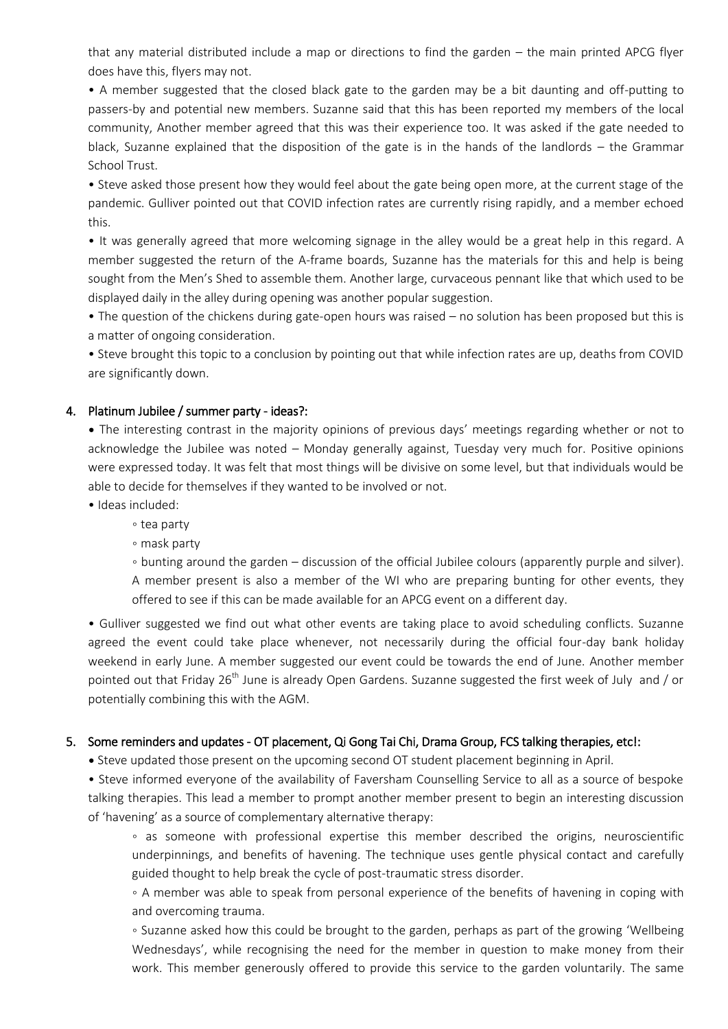that any material distributed include a map or directions to find the garden – the main printed APCG flyer does have this, flyers may not.

• A member suggested that the closed black gate to the garden may be a bit daunting and off-putting to passers-by and potential new members. Suzanne said that this has been reported my members of the local community, Another member agreed that this was their experience too. It was asked if the gate needed to black, Suzanne explained that the disposition of the gate is in the hands of the landlords – the Grammar School Trust.

• Steve asked those present how they would feel about the gate being open more, at the current stage of the pandemic. Gulliver pointed out that COVID infection rates are currently rising rapidly, and a member echoed this.

• It was generally agreed that more welcoming signage in the alley would be a great help in this regard. A member suggested the return of the A-frame boards, Suzanne has the materials for this and help is being sought from the Men's Shed to assemble them. Another large, curvaceous pennant like that which used to be displayed daily in the alley during opening was another popular suggestion.

• The question of the chickens during gate-open hours was raised – no solution has been proposed but this is a matter of ongoing consideration.

• Steve brought this topic to a conclusion by pointing out that while infection rates are up, deaths from COVID are significantly down.

4. **Platinum Jubilee / summer party - ideas?:**

• The interesting contrast in the majority opinions of previous days' meetings regarding whether or not to acknowledge the Jubilee was noted – Monday generally against, Tuesday very much for. Positive opinions were expressed today. It was felt that most things will be divisive on some level, but that individuals would be able to decide for themselves if they wanted to be involved or not.

• Ideas included:
  ◦ tea party
  ◦ mask party
  ◦ bunting around the garden – discussion of the official Jubilee colours (apparently purple and silver). A member present is also a member of the WI who are preparing bunting for other events, they offered to see if this can be made available for an APCG event on a different day.

• Gulliver suggested we find out what other events are taking place to avoid scheduling conflicts. Suzanne agreed the event could take place whenever, not necessarily during the official four-day bank holiday weekend in early June. A member suggested our event could be towards the end of June. Another member pointed out that Friday 26th June is already Open Gardens. Suzanne suggested the first week of July and / or potentially combining this with the AGM.

5. **Some reminders and updates - OT placement, Qi Gong Tai Chi, Drama Group, FCS talking therapies, etc!:**

• Steve updated those present on the upcoming second OT student placement beginning in April.

• Steve informed everyone of the availability of Faversham Counselling Service to all as a source of bespoke talking therapies. This lead a member to prompt another member present to begin an interesting discussion of 'havening' as a source of complementary alternative therapy:
  ◦ as someone with professional expertise this member described the origins, neuroscientific underpinnings, and benefits of havening. The technique uses gentle physical contact and carefully guided thought to help break the cycle of post-traumatic stress disorder.
  ◦ A member was able to speak from personal experience of the benefits of havening in coping with and overcoming trauma.
  ◦ Suzanne asked how this could be brought to the garden, perhaps as part of the growing 'Wellbeing Wednesdays', while recognising the need for the member in question to make money from their work. This member generously offered to provide this service to the garden voluntarily. The same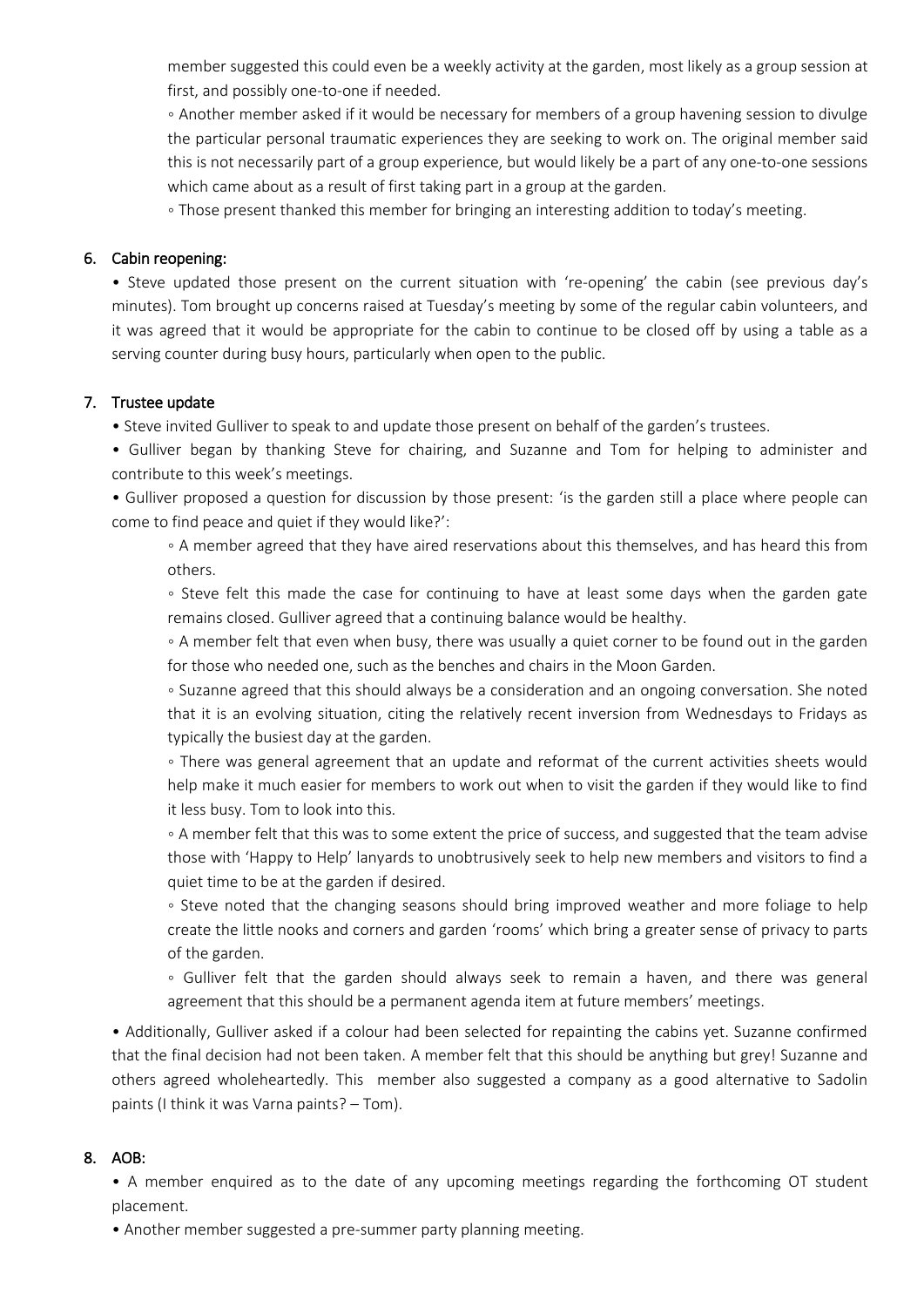member suggested this could even be a weekly activity at the garden, most likely as a group session at first, and possibly one-to-one if needed.

◦ Another member asked if it would be necessary for members of a group havening session to divulge the particular personal traumatic experiences they are seeking to work on. The original member said this is not necessarily part of a group experience, but would likely be a part of any one-to-one sessions which came about as a result of first taking part in a group at the garden.

◦ Those present thanked this member for bringing an interesting addition to today's meeting.

## 6. Cabin reopening:

• Steve updated those present on the current situation with 're-opening' the cabin (see previous day's minutes). Tom brought up concerns raised at Tuesday's meeting by some of the regular cabin volunteers, and it was agreed that it would be appropriate for the cabin to continue to be closed off by using a table as a serving counter during busy hours, particularly when open to the public.

## 7. Trustee update

• Steve invited Gulliver to speak to and update those present on behalf of the garden's trustees.

• Gulliver began by thanking Steve for chairing, and Suzanne and Tom for helping to administer and contribute to this week's meetings.

• Gulliver proposed a question for discussion by those present: 'is the garden still a place where people can come to find peace and quiet if they would like?':

◦ A member agreed that they have aired reservations about this themselves, and has heard this from others.

◦ Steve felt this made the case for continuing to have at least some days when the garden gate remains closed. Gulliver agreed that a continuing balance would be healthy.

◦ A member felt that even when busy, there was usually a quiet corner to be found out in the garden for those who needed one, such as the benches and chairs in the Moon Garden.

◦ Suzanne agreed that this should always be a consideration and an ongoing conversation. She noted that it is an evolving situation, citing the relatively recent inversion from Wednesdays to Fridays as typically the busiest day at the garden.

◦ There was general agreement that an update and reformat of the current activities sheets would help make it much easier for members to work out when to visit the garden if they would like to find it less busy. Tom to look into this.

◦ A member felt that this was to some extent the price of success, and suggested that the team advise those with 'Happy to Help' lanyards to unobtrusively seek to help new members and visitors to find a quiet time to be at the garden if desired.

◦ Steve noted that the changing seasons should bring improved weather and more foliage to help create the little nooks and corners and garden 'rooms' which bring a greater sense of privacy to parts of the garden.

◦ Gulliver felt that the garden should always seek to remain a haven, and there was general agreement that this should be a permanent agenda item at future members' meetings.

• Additionally, Gulliver asked if a colour had been selected for repainting the cabins yet. Suzanne confirmed that the final decision had not been taken. A member felt that this should be anything but grey! Suzanne and others agreed wholeheartedly. This member also suggested a company as a good alternative to Sadolin paints (I think it was Varna paints? – Tom).

## 8. AOB:

• A member enquired as to the date of any upcoming meetings regarding the forthcoming OT student placement.

• Another member suggested a pre-summer party planning meeting.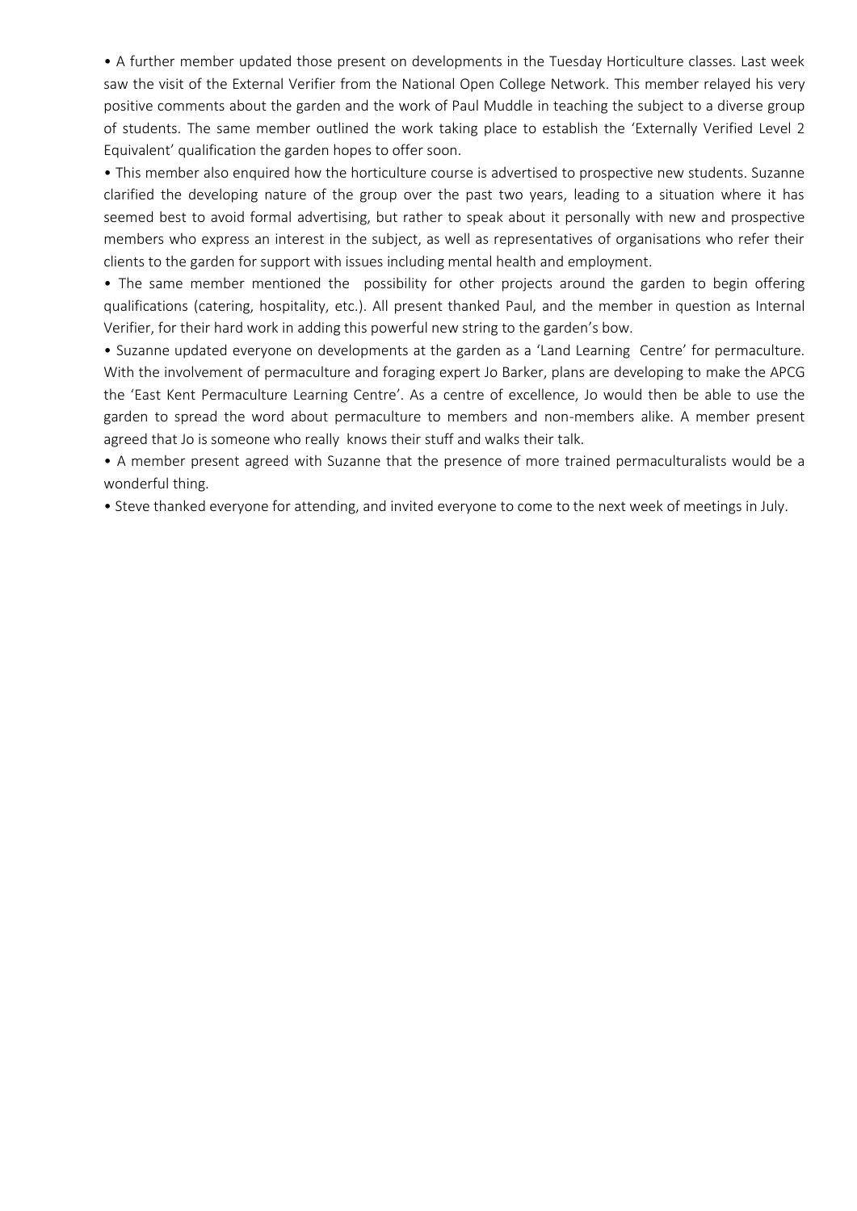- A further member updated those present on developments in the Tuesday Horticulture classes. Last week saw the visit of the External Verifier from the National Open College Network. This member relayed his very positive comments about the garden and the work of Paul Muddle in teaching the subject to a diverse group of students. The same member outlined the work taking place to establish the 'Externally Verified Level 2 Equivalent' qualification the garden hopes to offer soon.
- This member also enquired how the horticulture course is advertised to prospective new students. Suzanne clarified the developing nature of the group over the past two years, leading to a situation where it has seemed best to avoid formal advertising, but rather to speak about it personally with new and prospective members who express an interest in the subject, as well as representatives of organisations who refer their clients to the garden for support with issues including mental health and employment.
- The same member mentioned the possibility for other projects around the garden to begin offering qualifications (catering, hospitality, etc.). All present thanked Paul, and the member in question as Internal Verifier, for their hard work in adding this powerful new string to the garden's bow.
- Suzanne updated everyone on developments at the garden as a 'Land Learning Centre' for permaculture. With the involvement of permaculture and foraging expert Jo Barker, plans are developing to make the APCG the 'East Kent Permaculture Learning Centre'. As a centre of excellence, Jo would then be able to use the garden to spread the word about permaculture to members and non-members alike. A member present agreed that Jo is someone who really knows their stuff and walks their talk.
- A member present agreed with Suzanne that the presence of more trained permaculturalists would be a wonderful thing.
- Steve thanked everyone for attending, and invited everyone to come to the next week of meetings in July.